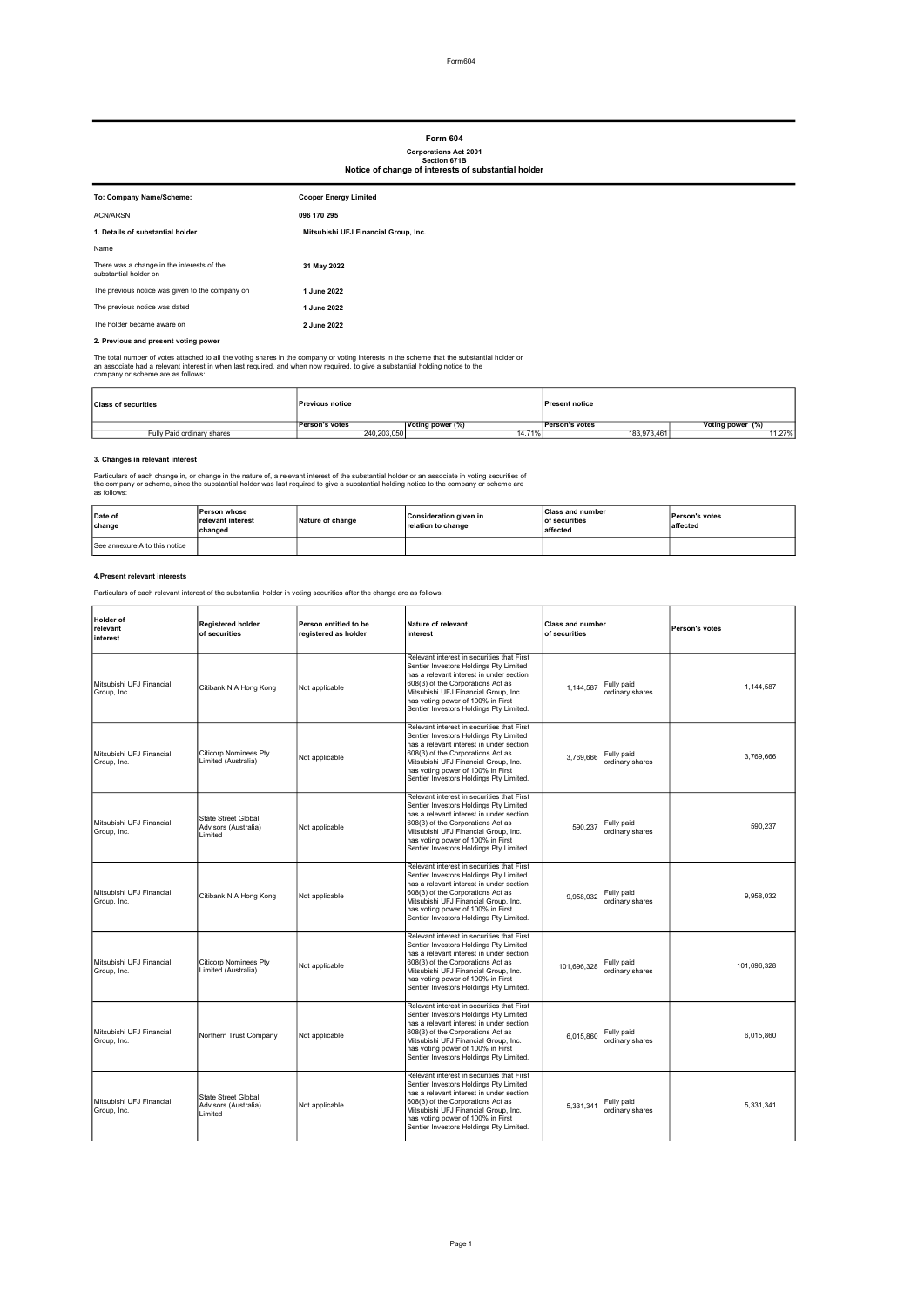# Form 604

**Corporations Act 2001**
**Section 671B**
**Notice of change of interests of substantial holder**

| | |
|---|---|
| **To: Company Name/Scheme:** | **Cooper Energy Limited** |
| ACN/ARSN | **096 170 295** |
| **1. Details of substantial holder** | **Mitsubishi UFJ Financial Group, Inc.** |
| Name | |
| There was a change in the interests of the substantial holder on | **31 May 2022** |
| The previous notice was given to the company on | **1 June 2022** |
| The previous notice was dated | **1 June 2022** |
| The holder became aware on | **2 June 2022** |

**2. Previous and present voting power**

The total number of votes attached to all the voting shares in the company or voting interests in the scheme that the substantial holder or an associate had a relevant interest in when last required, and when now required, to give a substantial holding notice to the company or scheme are as follows:

| Class of securities | Previous notice | | Present notice | |
|---|---|---|---|---|
| | Person's votes | Voting power (%) | Person's votes | Voting power (%) |
| Fully Paid ordinary shares | 240,203,050 | 14.71% | 183,973,461 | 11.27% |

**3. Changes in relevant interest**

Particulars of each change in, or change in the nature of, a relevant interest of the substantial holder or an associate in voting securities of the company or scheme, since the substantial holder was last required to give a substantial holding notice to the company or scheme are as follows:

| Date of change | Person whose relevant interest changed | Nature of change | Consideration given in relation to change | Class and number of securities affected | Person's votes affected |
|---|---|---|---|---|---|
| See annexure A to this notice | | | | | |

**4.Present relevant interests**

Particulars of each relevant interest of the substantial holder in voting securities after the change are as follows:

| Holder of relevant interest | Registered holder of securities | Person entitled to be registered as holder | Nature of relevant interest | Class and number of securities | Person's votes |
|---|---|---|---|---|---|
| Mitsubishi UFJ Financial Group, Inc. | Citibank N A Hong Kong | Not applicable | Relevant interest in securities that First Sentier Investors Holdings Pty Limited has a relevant interest in under section 608(3) of the Corporations Act as Mitsubishi UFJ Financial Group, Inc. has voting power of 100% in First Sentier Investors Holdings Pty Limited. | 1,144,587 Fully paid ordinary shares | 1,144,587 |
| Mitsubishi UFJ Financial Group, Inc. | Citicorp Nominees Pty Limited (Australia) | Not applicable | Relevant interest in securities that First Sentier Investors Holdings Pty Limited has a relevant interest in under section 608(3) of the Corporations Act as Mitsubishi UFJ Financial Group, Inc. has voting power of 100% in First Sentier Investors Holdings Pty Limited. | 3,769,666 Fully paid ordinary shares | 3,769,666 |
| Mitsubishi UFJ Financial Group, Inc. | State Street Global Advisors (Australia) Limited | Not applicable | Relevant interest in securities that First Sentier Investors Holdings Pty Limited has a relevant interest in under section 608(3) of the Corporations Act as Mitsubishi UFJ Financial Group, Inc. has voting power of 100% in First Sentier Investors Holdings Pty Limited. | 590,237 Fully paid ordinary shares | 590,237 |
| Mitsubishi UFJ Financial Group, Inc. | Citibank N A Hong Kong | Not applicable | Relevant interest in securities that First Sentier Investors Holdings Pty Limited has a relevant interest in under section 608(3) of the Corporations Act as Mitsubishi UFJ Financial Group, Inc. has voting power of 100% in First Sentier Investors Holdings Pty Limited. | 9,958,032 Fully paid ordinary shares | 9,958,032 |
| Mitsubishi UFJ Financial Group, Inc. | Citicorp Nominees Pty Limited (Australia) | Not applicable | Relevant interest in securities that First Sentier Investors Holdings Pty Limited has a relevant interest in under section 608(3) of the Corporations Act as Mitsubishi UFJ Financial Group, Inc. has voting power of 100% in First Sentier Investors Holdings Pty Limited. | 101,696,328 Fully paid ordinary shares | 101,696,328 |
| Mitsubishi UFJ Financial Group, Inc. | Northern Trust Company | Not applicable | Relevant interest in securities that First Sentier Investors Holdings Pty Limited has a relevant interest in under section 608(3) of the Corporations Act as Mitsubishi UFJ Financial Group, Inc. has voting power of 100% in First Sentier Investors Holdings Pty Limited. | 6,015,860 Fully paid ordinary shares | 6,015,860 |
| Mitsubishi UFJ Financial Group, Inc. | State Street Global Advisors (Australia) Limited | Not applicable | Relevant interest in securities that First Sentier Investors Holdings Pty Limited has a relevant interest in under section 608(3) of the Corporations Act as Mitsubishi UFJ Financial Group, Inc. has voting power of 100% in First Sentier Investors Holdings Pty Limited. | 5,331,341 Fully paid ordinary shares | 5,331,341 |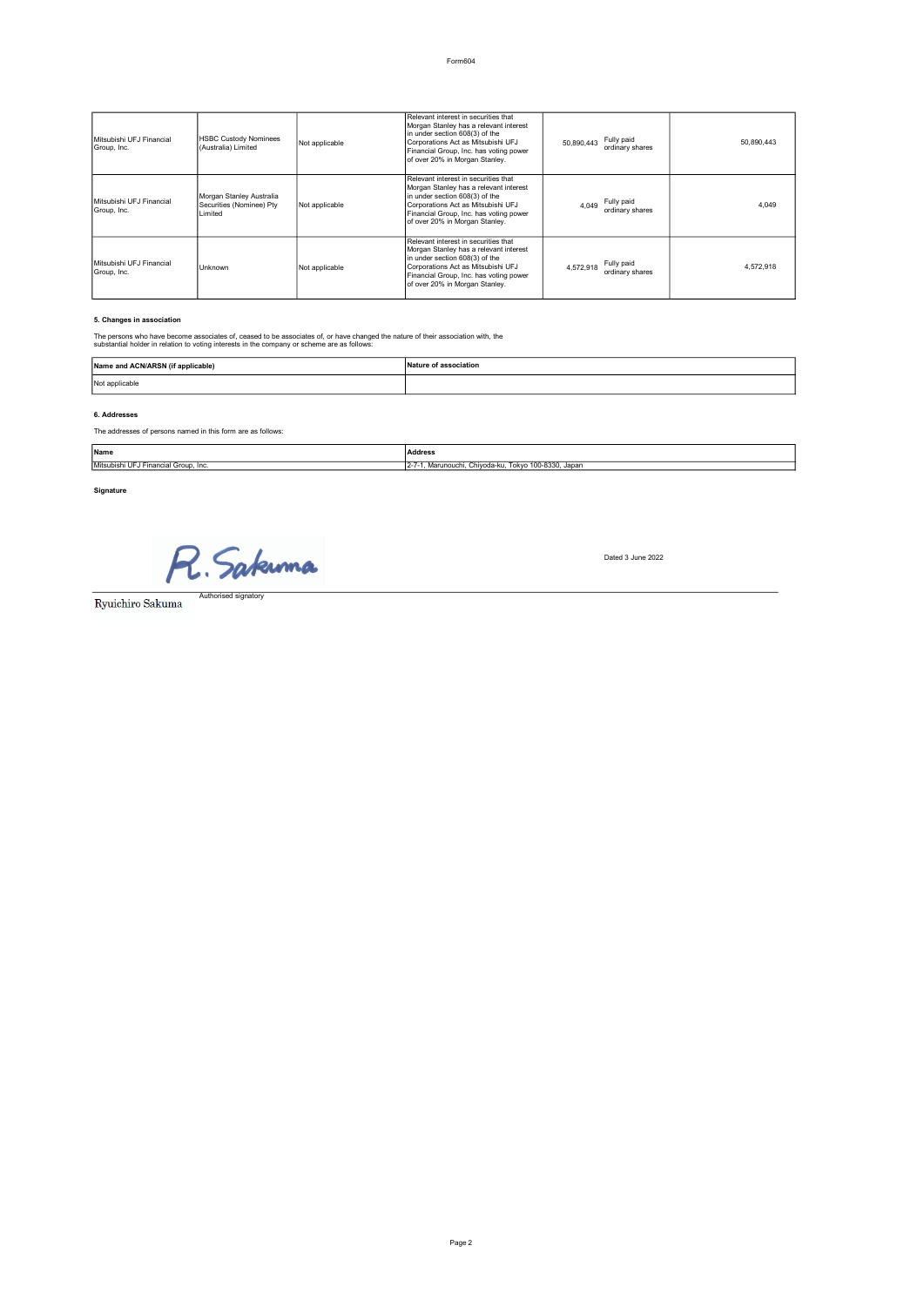| | | | | | | |
|---|---|---|---|---|---|---|
| Mitsubishi UFJ Financial Group, Inc. | HSBC Custody Nominees (Australia) Limited | Not applicable | Relevant interest in securities that Morgan Stanley has a relevant interest in under section 608(3) of the Corporations Act as Mitsubishi UFJ Financial Group, Inc. has voting power of over 20% in Morgan Stanley. | 50,890,443 | Fully paid ordinary shares | 50,890,443 |
| Mitsubishi UFJ Financial Group, Inc. | Morgan Stanley Australia Securities (Nominee) Pty Limited | Not applicable | Relevant interest in securities that Morgan Stanley has a relevant interest in under section 608(3) of the Corporations Act as Mitsubishi UFJ Financial Group, Inc. has voting power of over 20% in Morgan Stanley. | 4,049 | Fully paid ordinary shares | 4,049 |
| Mitsubishi UFJ Financial Group, Inc. | Unknown | Not applicable | Relevant interest in securities that Morgan Stanley has a relevant interest in under section 608(3) of the Corporations Act as Mitsubishi UFJ Financial Group, Inc. has voting power of over 20% in Morgan Stanley. | 4,572,918 | Fully paid ordinary shares | 4,572,918 |

**5. Changes in association**

The persons who have become associates of, ceased to be associates of, or have changed the nature of their association with, the substantial holder in relation to voting interests in the company or scheme are as follows:

| Name and ACN/ARSN (if applicable) | Nature of association |
|---|---|
| Not applicable | |

**6. Addresses**

The addresses of persons named in this form are as follows:

| Name | Address |
|---|---|
| Mitsubishi UFJ Financial Group, Inc. | 2-7-1, Marunouchi, Chiyoda-ku, Tokyo 100-8330, Japan |

**Signature**

R. Sakuma

Dated 3 June 2022

Ryuichiro Sakuma — Authorised signatory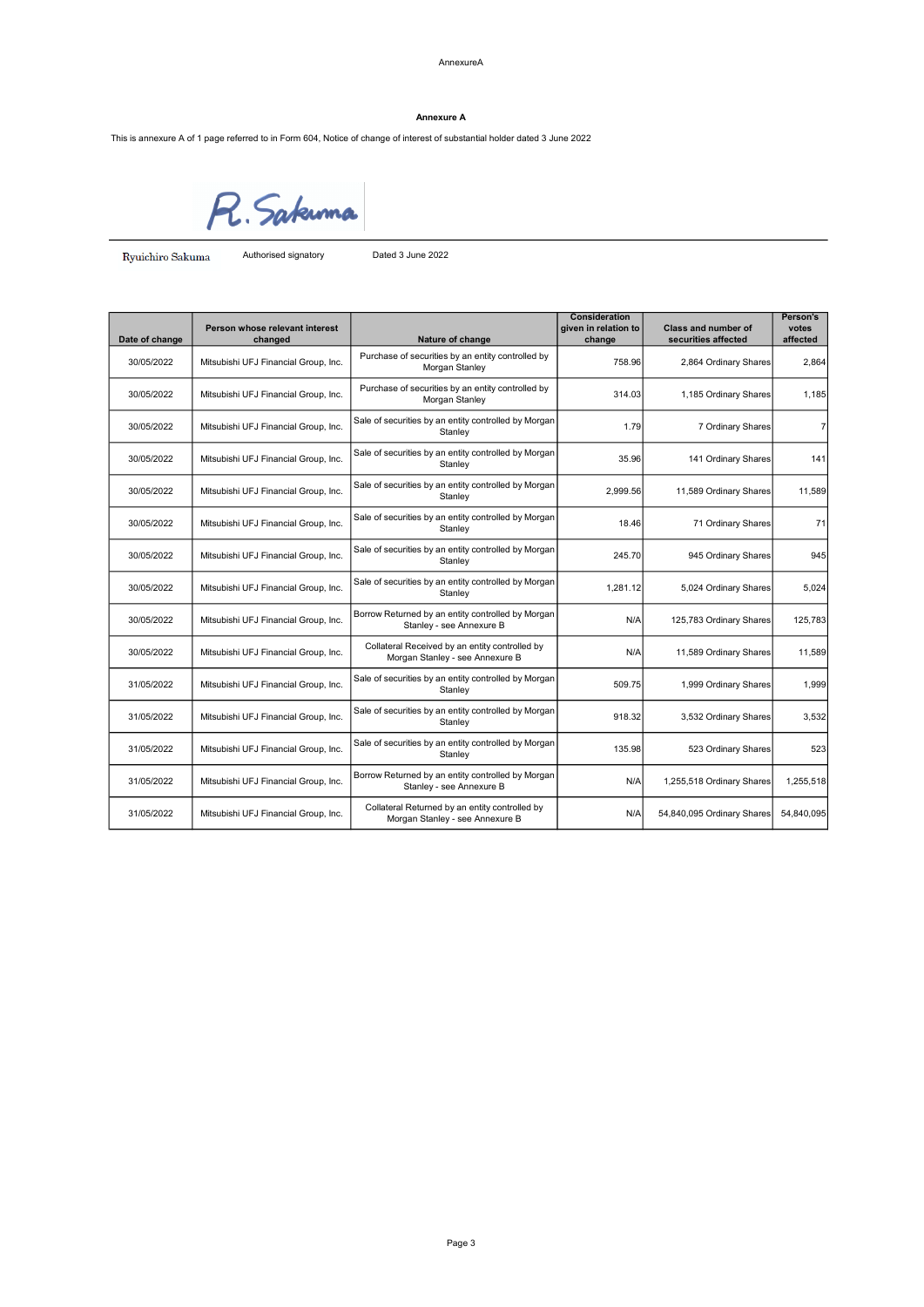AnnexureA

**Annexure A**

This is annexure A of 1 page referred to in Form 604, Notice of change of interest of substantial holder dated 3 June 2022

R. Sakuma

Ryuichiro Sakuma    Authorised signatory    Dated 3 June 2022

| Date of change | Person whose relevant interest changed | Nature of change | Consideration given in relation to change | Class and number of securities affected | Person's votes affected |
|---|---|---|---|---|---|
| 30/05/2022 | Mitsubishi UFJ Financial Group, Inc. | Purchase of securities by an entity controlled by Morgan Stanley | 758.96 | 2,864 Ordinary Shares | 2,864 |
| 30/05/2022 | Mitsubishi UFJ Financial Group, Inc. | Purchase of securities by an entity controlled by Morgan Stanley | 314.03 | 1,185 Ordinary Shares | 1,185 |
| 30/05/2022 | Mitsubishi UFJ Financial Group, Inc. | Sale of securities by an entity controlled by Morgan Stanley | 1.79 | 7 Ordinary Shares | 7 |
| 30/05/2022 | Mitsubishi UFJ Financial Group, Inc. | Sale of securities by an entity controlled by Morgan Stanley | 35.96 | 141 Ordinary Shares | 141 |
| 30/05/2022 | Mitsubishi UFJ Financial Group, Inc. | Sale of securities by an entity controlled by Morgan Stanley | 2,999.56 | 11,589 Ordinary Shares | 11,589 |
| 30/05/2022 | Mitsubishi UFJ Financial Group, Inc. | Sale of securities by an entity controlled by Morgan Stanley | 18.46 | 71 Ordinary Shares | 71 |
| 30/05/2022 | Mitsubishi UFJ Financial Group, Inc. | Sale of securities by an entity controlled by Morgan Stanley | 245.70 | 945 Ordinary Shares | 945 |
| 30/05/2022 | Mitsubishi UFJ Financial Group, Inc. | Sale of securities by an entity controlled by Morgan Stanley | 1,281.12 | 5,024 Ordinary Shares | 5,024 |
| 30/05/2022 | Mitsubishi UFJ Financial Group, Inc. | Borrow Returned by an entity controlled by Morgan Stanley - see Annexure B | N/A | 125,783 Ordinary Shares | 125,783 |
| 30/05/2022 | Mitsubishi UFJ Financial Group, Inc. | Collateral Received by an entity controlled by Morgan Stanley - see Annexure B | N/A | 11,589 Ordinary Shares | 11,589 |
| 31/05/2022 | Mitsubishi UFJ Financial Group, Inc. | Sale of securities by an entity controlled by Morgan Stanley | 509.75 | 1,999 Ordinary Shares | 1,999 |
| 31/05/2022 | Mitsubishi UFJ Financial Group, Inc. | Sale of securities by an entity controlled by Morgan Stanley | 918.32 | 3,532 Ordinary Shares | 3,532 |
| 31/05/2022 | Mitsubishi UFJ Financial Group, Inc. | Sale of securities by an entity controlled by Morgan Stanley | 135.98 | 523 Ordinary Shares | 523 |
| 31/05/2022 | Mitsubishi UFJ Financial Group, Inc. | Borrow Returned by an entity controlled by Morgan Stanley - see Annexure B | N/A | 1,255,518 Ordinary Shares | 1,255,518 |
| 31/05/2022 | Mitsubishi UFJ Financial Group, Inc. | Collateral Returned by an entity controlled by Morgan Stanley - see Annexure B | N/A | 54,840,095 Ordinary Shares | 54,840,095 |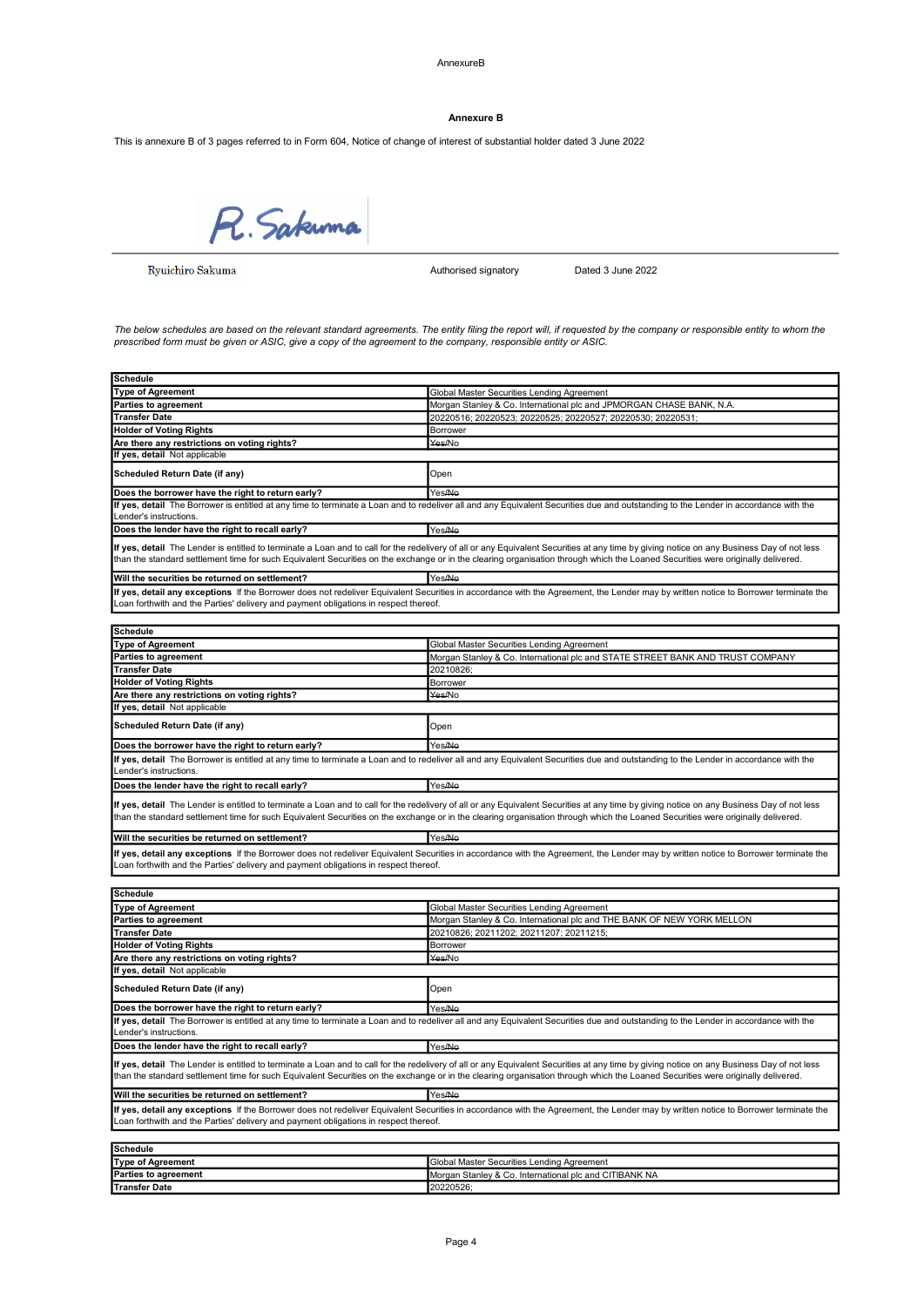## Annexure B

This is annexure B of 3 pages referred to in Form 604, Notice of change of interest of substantial holder dated 3 June 2022

R. Sakuma

| Ryuichiro Sakuma | Authorised signatory | Dated 3 June 2022 |
|---|---|---|

*The below schedules are based on the relevant standard agreements. The entity filing the report will, if requested by the company or responsible entity to whom the prescribed form must be given or ASIC, give a copy of the agreement to the company, responsible entity or ASIC.*

| **Schedule** | |
|---|---|
| **Type of Agreement** | Global Master Securities Lending Agreement |
| **Parties to agreement** | Morgan Stanley & Co. International plc and JPMORGAN CHASE BANK, N.A. |
| **Transfer Date** | 20220516; 20220523; 20220525; 20220527; 20220530; 20220531; |
| **Holder of Voting Rights** | Borrower |
| **Are there any restrictions on voting rights?** | ~~Yes~~/No |
| **If yes, detail** Not applicable | |
| **Scheduled Return Date (if any)** | Open |
| **Does the borrower have the right to return early?** | Yes/~~No~~ |
| **If yes, detail** The Borrower is entitled at any time to terminate a Loan and to redeliver all and any Equivalent Securities due and outstanding to the Lender in accordance with the Lender's instructions. | |
| **Does the lender have the right to recall early?** | Yes/~~No~~ |
| **If yes, detail** The Lender is entitled to terminate a Loan and to call for the redelivery of all or any Equivalent Securities at any time by giving notice on any Business Day of not less than the standard settlement time for such Equivalent Securities on the exchange or in the clearing organisation through which the Loaned Securities were originally delivered. | |
| **Will the securities be returned on settlement?** | Yes/~~No~~ |
| **If yes, detail any exceptions** If the Borrower does not redeliver Equivalent Securities in accordance with the Agreement, the Lender may by written notice to Borrower terminate the Loan forthwith and the Parties' delivery and payment obligations in respect thereof. | |

| **Schedule** | |
|---|---|
| **Type of Agreement** | Global Master Securities Lending Agreement |
| **Parties to agreement** | Morgan Stanley & Co. International plc and STATE STREET BANK AND TRUST COMPANY |
| **Transfer Date** | 20210826; |
| **Holder of Voting Rights** | Borrower |
| **Are there any restrictions on voting rights?** | ~~Yes~~/No |
| **If yes, detail** Not applicable | |
| **Scheduled Return Date (if any)** | Open |
| **Does the borrower have the right to return early?** | Yes/~~No~~ |
| **If yes, detail** The Borrower is entitled at any time to terminate a Loan and to redeliver all and any Equivalent Securities due and outstanding to the Lender in accordance with the Lender's instructions. | |
| **Does the lender have the right to recall early?** | Yes/~~No~~ |
| **If yes, detail** The Lender is entitled to terminate a Loan and to call for the redelivery of all or any Equivalent Securities at any time by giving notice on any Business Day of not less than the standard settlement time for such Equivalent Securities on the exchange or in the clearing organisation through which the Loaned Securities were originally delivered. | |
| **Will the securities be returned on settlement?** | Yes/~~No~~ |
| **If yes, detail any exceptions** If the Borrower does not redeliver Equivalent Securities in accordance with the Agreement, the Lender may by written notice to Borrower terminate the Loan forthwith and the Parties' delivery and payment obligations in respect thereof. | |

| **Schedule** | |
|---|---|
| **Type of Agreement** | Global Master Securities Lending Agreement |
| **Parties to agreement** | Morgan Stanley & Co. International plc and THE BANK OF NEW YORK MELLON |
| **Transfer Date** | 20210826; 20211202; 20211207; 20211215; |
| **Holder of Voting Rights** | Borrower |
| **Are there any restrictions on voting rights?** | ~~Yes~~/No |
| **If yes, detail** Not applicable | |
| **Scheduled Return Date (if any)** | Open |
| **Does the borrower have the right to return early?** | Yes/~~No~~ |
| **If yes, detail** The Borrower is entitled at any time to terminate a Loan and to redeliver all and any Equivalent Securities due and outstanding to the Lender in accordance with the Lender's instructions. | |
| **Does the lender have the right to recall early?** | Yes/~~No~~ |
| **If yes, detail** The Lender is entitled to terminate a Loan and to call for the redelivery of all or any Equivalent Securities at any time by giving notice on any Business Day of not less than the standard settlement time for such Equivalent Securities on the exchange or in the clearing organisation through which the Loaned Securities were originally delivered. | |
| **Will the securities be returned on settlement?** | Yes/~~No~~ |
| **If yes, detail any exceptions** If the Borrower does not redeliver Equivalent Securities in accordance with the Agreement, the Lender may by written notice to Borrower terminate the Loan forthwith and the Parties' delivery and payment obligations in respect thereof. | |

| **Schedule** | |
|---|---|
| **Type of Agreement** | Global Master Securities Lending Agreement |
| **Parties to agreement** | Morgan Stanley & Co. International plc and CITIBANK NA |
| **Transfer Date** | 20220526; |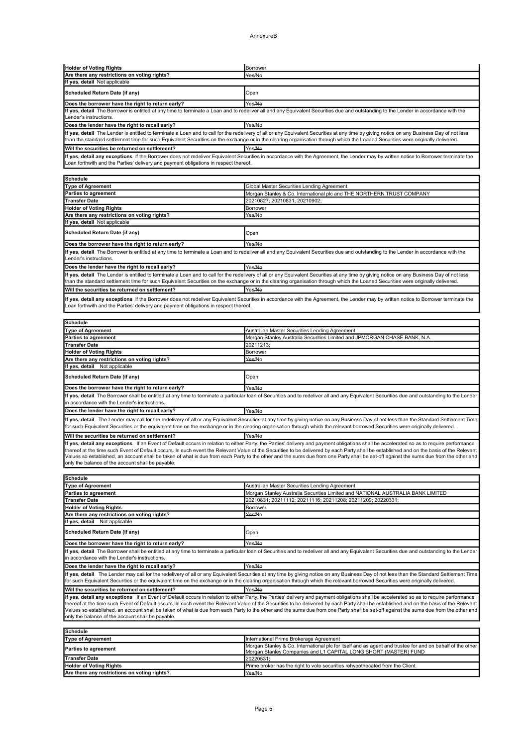AnnexureB

| Holder of Voting Rights | Borrower |
|---|---|
| Are there any restrictions on voting rights? | ~~Yes~~/No |
| If yes, detail Not applicable | |
| Scheduled Return Date (if any) | Open |
| Does the borrower have the right to return early? | Yes/~~No~~ |
| If yes, detail The Borrower is entitled at any time to terminate a Loan and to redeliver all and any Equivalent Securities due and outstanding to the Lender in accordance with the Lender's instructions. | |
| Does the lender have the right to recall early? | Yes/~~No~~ |
| If yes, detail The Lender is entitled to terminate a Loan and to call for the redelivery of all or any Equivalent Securities at any time by giving notice on any Business Day of not less than the standard settlement time for such Equivalent Securities on the exchange or in the clearing organisation through which the Loaned Securities were originally delivered. | |
| Will the securities be returned on settlement? | Yes/~~No~~ |
| If yes, detail any exceptions If the Borrower does not redeliver Equivalent Securities in accordance with the Agreement, the Lender may by written notice to Borrower terminate the Loan forthwith and the Parties' delivery and payment obligations in respect thereof. | |

| Schedule | |
|---|---|
| Type of Agreement | Global Master Securities Lending Agreement |
| Parties to agreement | Morgan Stanley & Co. International plc and THE NORTHERN TRUST COMPANY |
| Transfer Date | 20210827; 20210831; 20210902; |
| Holder of Voting Rights | Borrower |
| Are there any restrictions on voting rights? | ~~Yes~~/No |
| If yes, detail Not applicable | |
| Scheduled Return Date (if any) | Open |
| Does the borrower have the right to return early? | Yes/~~No~~ |
| If yes, detail The Borrower is entitled at any time to terminate a Loan and to redeliver all and any Equivalent Securities due and outstanding to the Lender in accordance with the Lender's instructions. | |
| Does the lender have the right to recall early? | Yes/~~No~~ |
| If yes, detail The Lender is entitled to terminate a Loan and to call for the redelivery of all or any Equivalent Securities at any time by giving notice on any Business Day of not less than the standard settlement time for such Equivalent Securities on the exchange or in the clearing organisation through which the Loaned Securities were originally delivered. | |
| Will the securities be returned on settlement? | Yes/~~No~~ |
| If yes, detail any exceptions If the Borrower does not redeliver Equivalent Securities in accordance with the Agreement, the Lender may by written notice to Borrower terminate the Loan forthwith and the Parties' delivery and payment obligations in respect thereof. | |

| Schedule | |
|---|---|
| Type of Agreement | Australian Master Securities Lending Agreement |
| Parties to agreement | Morgan Stanley Australia Securities Limited and JPMORGAN CHASE BANK, N.A. |
| Transfer Date | 20211213; |
| Holder of Voting Rights | Borrower |
| Are there any restrictions on voting rights? | ~~Yes~~/No |
| If yes, detail Not applicable | |
| Scheduled Return Date (if any) | Open |
| Does the borrower have the right to return early? | Yes/~~No~~ |
| If yes, detail The Borrower shall be entitled at any time to terminate a particular loan of Securities and to redeliver all and any Equivalent Securities due and outstanding to the Lender in accordance with the Lender's instructions. | |
| Does the lender have the right to recall early? | Yes/~~No~~ |
| If yes, detail The Lender may call for the redelivery of all or any Equivalent Securities at any time by giving notice on any Business Day of not less than the Standard Settlement Time for such Equivalent Securities or the equivalent time on the exchange or in the clearing organisation through which the relevant borrowed Securities were originally delivered. | |
| Will the securities be returned on settlement? | Yes/~~No~~ |
| If yes, detail any exceptions If an Event of Default occurs in relation to either Party, the Parties' delivery and payment obligations shall be accelerated so as to require performance thereof at the time such Event of Default occurs. In such event the Relevant Value of the Securities to be delivered by each Party shall be established and on the basis of the Relevant Values so established, an account shall be taken of what is due from each Party to the other and the sums due from one Party shall be set-off against the sums due from the other and only the balance of the account shall be payable. | |

| Schedule | |
|---|---|
| Type of Agreement | Australian Master Securities Lending Agreement |
| Parties to agreement | Morgan Stanley Australia Securities Limited and NATIONAL AUSTRALIA BANK LIMITED |
| Transfer Date | 20210831; 20211112; 20211116; 20211208; 20211209; 20220331; |
| Holder of Voting Rights | Borrower |
| Are there any restrictions on voting rights? | ~~Yes~~/No |
| If yes, detail Not applicable | |
| Scheduled Return Date (if any) | Open |
| Does the borrower have the right to return early? | Yes/~~No~~ |
| If yes, detail The Borrower shall be entitled at any time to terminate a particular loan of Securities and to redeliver all and any Equivalent Securities due and outstanding to the Lender in accordance with the Lender's instructions. | |
| Does the lender have the right to recall early? | Yes/~~No~~ |
| If yes, detail The Lender may call for the redelivery of all or any Equivalent Securities at any time by giving notice on any Business Day of not less than the Standard Settlement Time for such Equivalent Securities or the equivalent time on the exchange or in the clearing organisation through which the relevant borrowed Securities were originally delivered. | |
| Will the securities be returned on settlement? | Yes/~~No~~ |
| If yes, detail any exceptions If an Event of Default occurs in relation to either Party, the Parties' delivery and payment obligations shall be accelerated so as to require performance thereof at the time such Event of Default occurs. In such event the Relevant Value of the Securities to be delivered by each Party shall be established and on the basis of the Relevant Values so established, an account shall be taken of what is due from each Party to the other and the sums due from one Party shall be set-off against the sums due from the other and only the balance of the account shall be payable. | |

| Schedule | |
|---|---|
| Type of Agreement | International Prime Brokerage Agreement |
| Parties to agreement | Morgan Stanley & Co. International plc for itself and as agent and trustee for and on behalf of the other Morgan Stanley Companies and L1 CAPITAL LONG SHORT (MASTER) FUND |
| Transfer Date | 20220531; |
| Holder of Voting Rights | Prime broker has the right to vote securities rehypothecated from the Client. |
| Are there any restrictions on voting rights? | ~~Yes~~/No |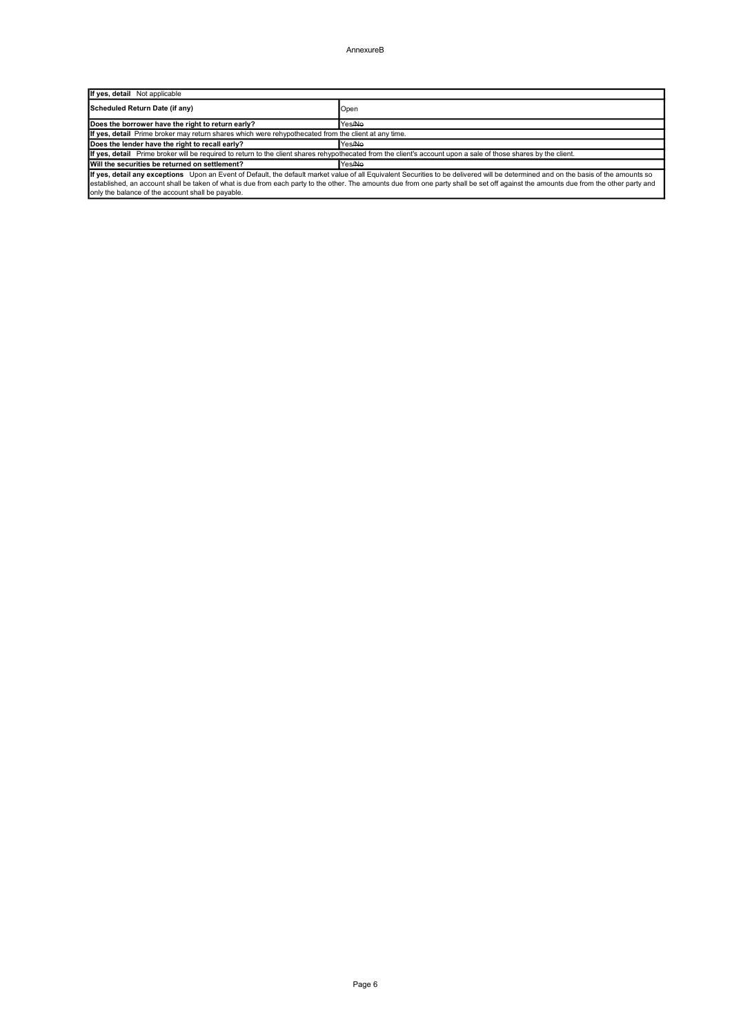| | |
|---|---|
| **If yes, detail** Not applicable | |
| **Scheduled Return Date (if any)** | Open |
| **Does the borrower have the right to return early?** | Yes~~/No~~ |
| **If yes, detail** Prime broker may return shares which were rehypothecated from the client at any time. | |
| **Does the lender have the right to recall early?** | Yes~~/No~~ |
| **If yes, detail** Prime broker will be required to return to the client shares rehypothecated from the client's account upon a sale of those shares by the client. | |
| **Will the securities be returned on settlement?** | Yes~~/No~~ |
| **If yes, detail any exceptions** Upon an Event of Default, the default market value of all Equivalent Securities to be delivered will be determined and on the basis of the amounts so established, an account shall be taken of what is due from each party to the other. The amounts due from one party shall be set off against the amounts due from the other party and only the balance of the account shall be payable. | |